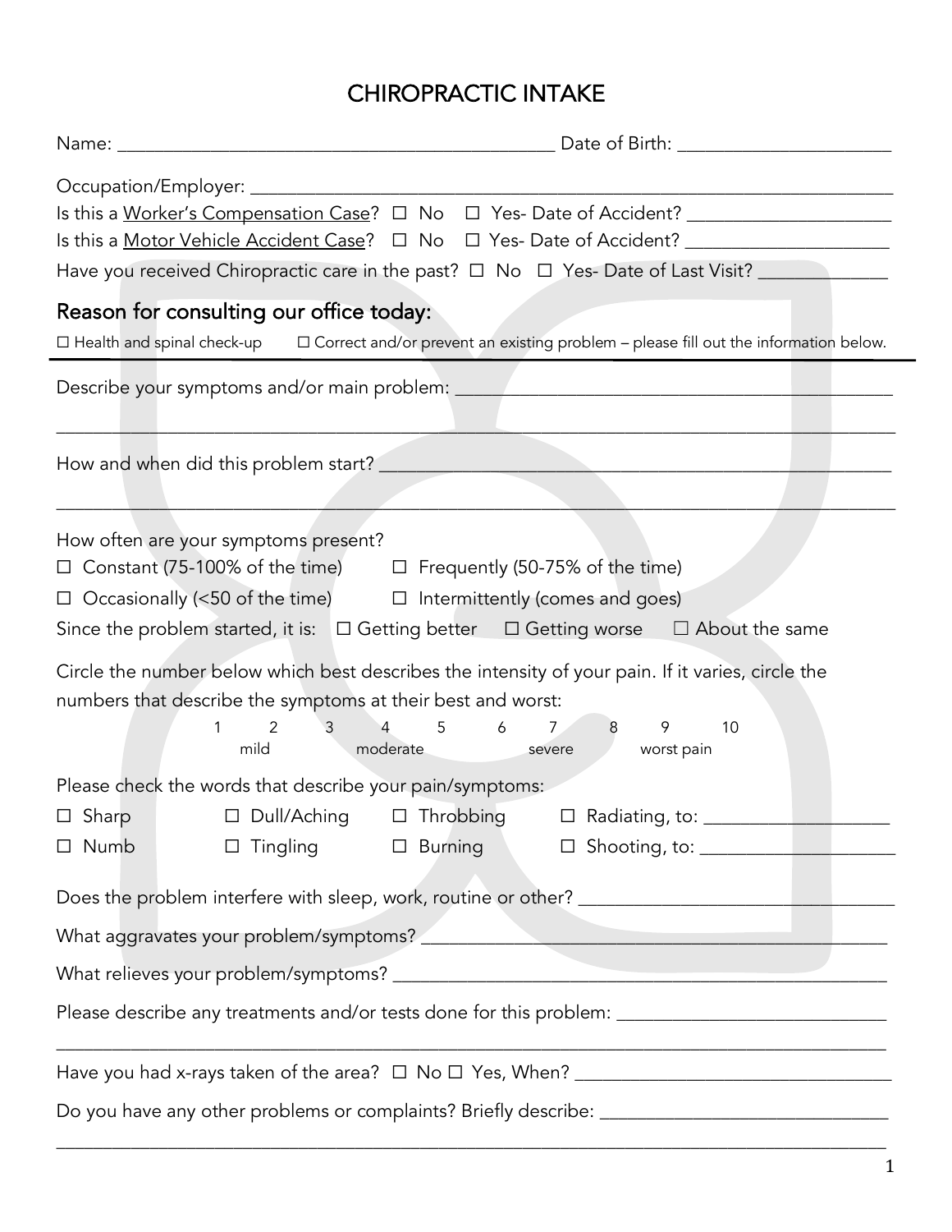# CHIROPRACTIC INTAKE

Name: ______________________________________________ Date of Birth: ______________________

Occupation/Employer: ______________________________________________________________________

Is this a Worker's Compensation Case? ☐ No ☐ Yes- Date of Accident? ____________________

Is this a Motor Vehicle Accident Case? ☐ No ☐ Yes- Date of Accident? ____________________

Have you received Chiropractic care in the past? ☐ No ☐ Yes- Date of Last Visit? _____________

## Reason for consulting our office today:

☐ Health and spinal check-up ☐ Correct and/or prevent an existing problem – please fill out the information below.

---

Describe your symptoms and/or main problem: ____________________________________________

_________________________________________________________________________________________

How and when did this problem start? __________________________________________________

_________________________________________________________________________________________

How often are your symptoms present?

☐ Constant (75-100% of the time) ☐ Frequently (50-75% of the time)

☐ Occasionally (<50 of the time) ☐ Intermittently (comes and goes)

Since the problem started, it is: ☐ Getting better ☐ Getting worse ☐ About the same

Circle the number below which best describes the intensity of your pain. If it varies, circle the numbers that describe the symptoms at their best and worst:

1 2 3 4 5 6 7 8 9 10

mild moderate severe worst pain

Please check the words that describe your pain/symptoms:

☐ Sharp ☐ Dull/Aching ☐ Throbbing ☐ Radiating, to: ___________________

☐ Numb ☐ Tingling ☐ Burning ☐ Shooting, to: ___________________

Does the problem interfere with sleep, work, routine or other? ________________________________

What aggravates your problem/symptoms? _______________________________________________

What relieves your problem/symptoms? _________________________________________________

Please describe any treatments and/or tests done for this problem: ___________________________

_________________________________________________________________________________________

Have you had x-rays taken of the area? ☐ No ☐ Yes, When? _________________________________

Do you have any other problems or complaints? Briefly describe: ______________________________

_________________________________________________________________________________________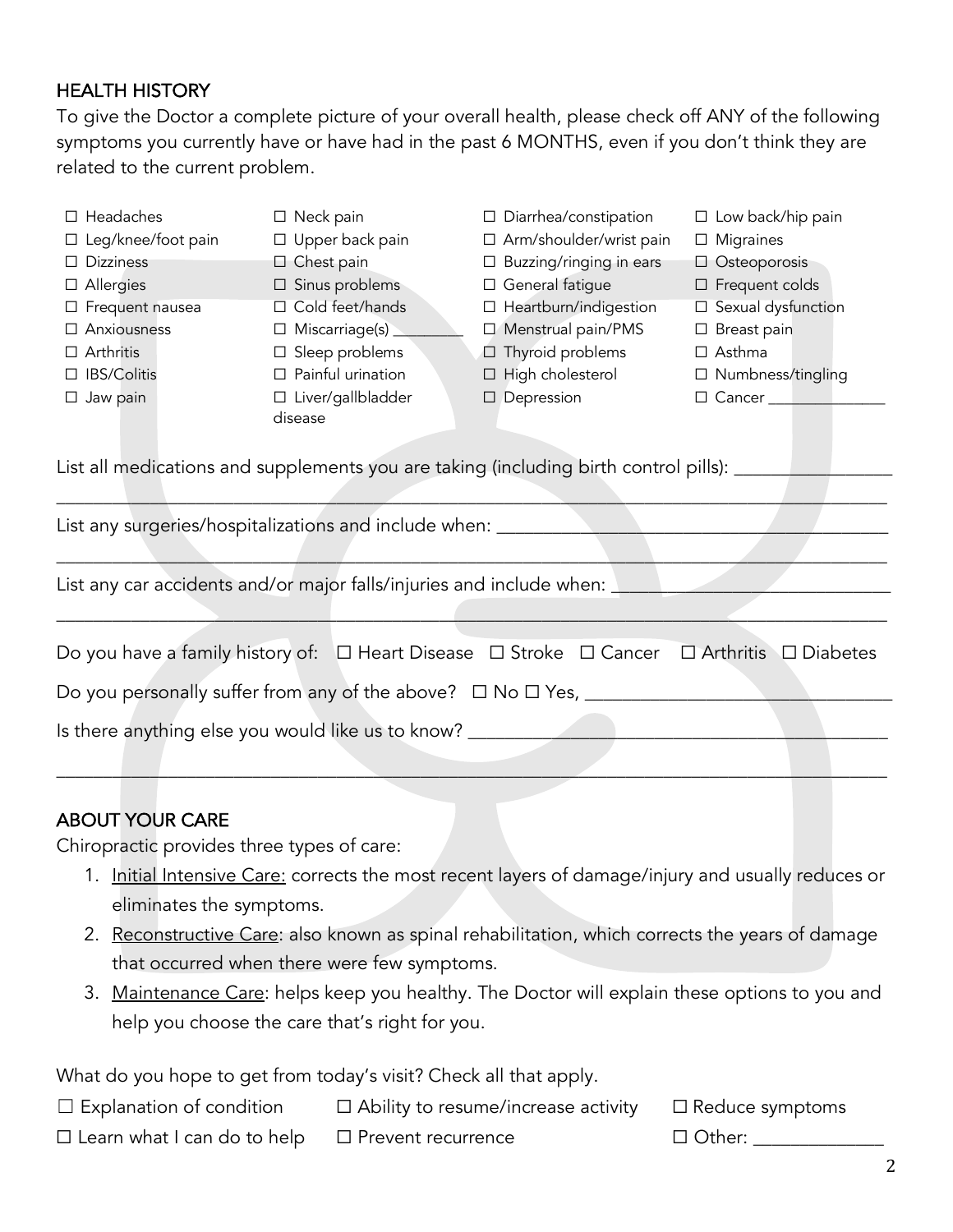## HEALTH HISTORY

To give the Doctor a complete picture of your overall health, please check off ANY of the following symptoms you currently have or have had in the past 6 MONTHS, even if you don't think they are related to the current problem.

| | | | |
|---|---|---|---|
| ☐ Headaches | ☐ Neck pain | ☐ Diarrhea/constipation | ☐ Low back/hip pain |
| ☐ Leg/knee/foot pain | ☐ Upper back pain | ☐ Arm/shoulder/wrist pain | ☐ Migraines |
| ☐ Dizziness | ☐ Chest pain | ☐ Buzzing/ringing in ears | ☐ Osteoporosis |
| ☐ Allergies | ☐ Sinus problems | ☐ General fatigue | ☐ Frequent colds |
| ☐ Frequent nausea | ☐ Cold feet/hands | ☐ Heartburn/indigestion | ☐ Sexual dysfunction |
| ☐ Anxiousness | ☐ Miscarriage(s) ________ | ☐ Menstrual pain/PMS | ☐ Breast pain |
| ☐ Arthritis | ☐ Sleep problems | ☐ Thyroid problems | ☐ Asthma |
| ☐ IBS/Colitis | ☐ Painful urination | ☐ High cholesterol | ☐ Numbness/tingling |
| ☐ Jaw pain | ☐ Liver/gallbladder disease | ☐ Depression | ☐ Cancer ______________ |

List all medications and supplements you are taking (including birth control pills): ________________
________________________________________________________________________________

List any surgeries/hospitalizations and include when: ________________________________________
________________________________________________________________________________

List any car accidents and/or major falls/injuries and include when: ___________________________
________________________________________________________________________________

Do you have a family history of: ☐ Heart Disease ☐ Stroke ☐ Cancer ☐ Arthritis ☐ Diabetes

Do you personally suffer from any of the above? ☐ No ☐ Yes, ______________________________

Is there anything else you would like us to know? ___________________________________________
________________________________________________________________________________

## ABOUT YOUR CARE

Chiropractic provides three types of care:

1. Initial Intensive Care: corrects the most recent layers of damage/injury and usually reduces or eliminates the symptoms.
2. Reconstructive Care: also known as spinal rehabilitation, which corrects the years of damage that occurred when there were few symptoms.
3. Maintenance Care: helps keep you healthy. The Doctor will explain these options to you and help you choose the care that's right for you.

What do you hope to get from today's visit? Check all that apply.

☐ Explanation of condition ☐ Ability to resume/increase activity ☐ Reduce symptoms

☐ Learn what I can do to help ☐ Prevent recurrence ☐ Other: _____________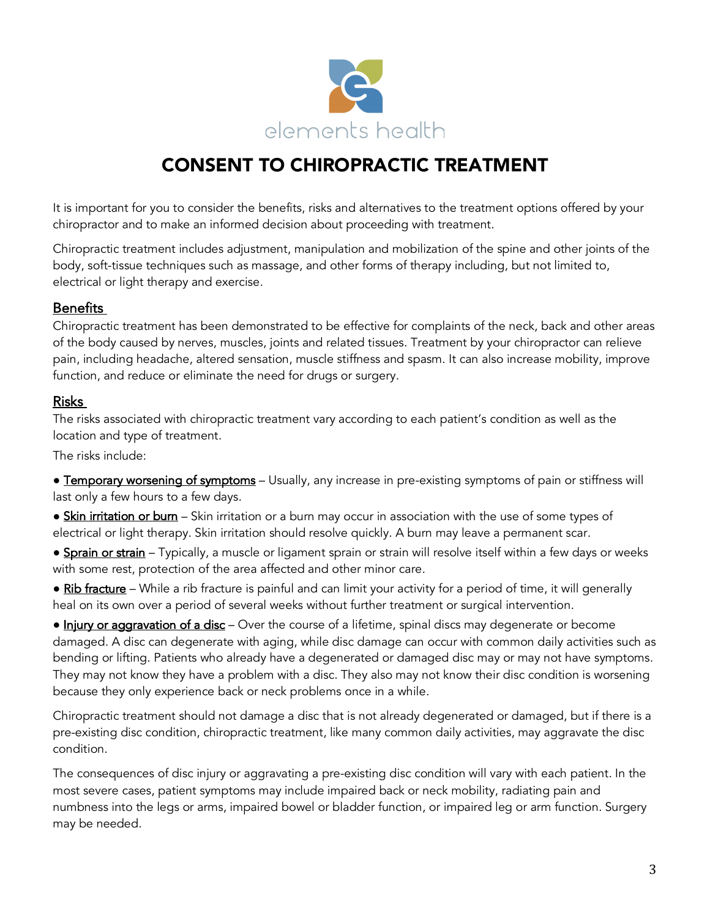elements health

# CONSENT TO CHIROPRACTIC TREATMENT

It is important for you to consider the benefits, risks and alternatives to the treatment options offered by your chiropractor and to make an informed decision about proceeding with treatment.

Chiropractic treatment includes adjustment, manipulation and mobilization of the spine and other joints of the body, soft-tissue techniques such as massage, and other forms of therapy including, but not limited to, electrical or light therapy and exercise.

## Benefits

Chiropractic treatment has been demonstrated to be effective for complaints of the neck, back and other areas of the body caused by nerves, muscles, joints and related tissues. Treatment by your chiropractor can relieve pain, including headache, altered sensation, muscle stiffness and spasm. It can also increase mobility, improve function, and reduce or eliminate the need for drugs or surgery.

## Risks

The risks associated with chiropractic treatment vary according to each patient's condition as well as the location and type of treatment.

The risks include:

- Temporary worsening of symptoms – Usually, any increase in pre-existing symptoms of pain or stiffness will last only a few hours to a few days.
- Skin irritation or burn – Skin irritation or a burn may occur in association with the use of some types of electrical or light therapy. Skin irritation should resolve quickly. A burn may leave a permanent scar.
- Sprain or strain – Typically, a muscle or ligament sprain or strain will resolve itself within a few days or weeks with some rest, protection of the area affected and other minor care.
- Rib fracture – While a rib fracture is painful and can limit your activity for a period of time, it will generally heal on its own over a period of several weeks without further treatment or surgical intervention.
- Injury or aggravation of a disc – Over the course of a lifetime, spinal discs may degenerate or become damaged. A disc can degenerate with aging, while disc damage can occur with common daily activities such as bending or lifting. Patients who already have a degenerated or damaged disc may or may not have symptoms. They may not know they have a problem with a disc. They also may not know their disc condition is worsening because they only experience back or neck problems once in a while.

Chiropractic treatment should not damage a disc that is not already degenerated or damaged, but if there is a pre-existing disc condition, chiropractic treatment, like many common daily activities, may aggravate the disc condition.

The consequences of disc injury or aggravating a pre-existing disc condition will vary with each patient. In the most severe cases, patient symptoms may include impaired back or neck mobility, radiating pain and numbness into the legs or arms, impaired bowel or bladder function, or impaired leg or arm function. Surgery may be needed.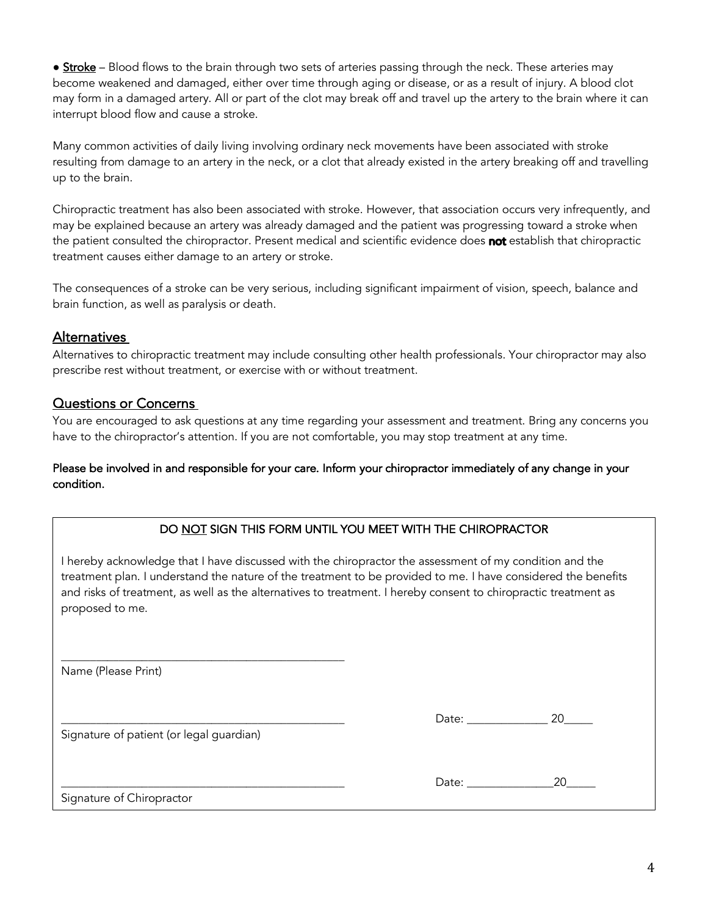● **Stroke** – Blood flows to the brain through two sets of arteries passing through the neck. These arteries may become weakened and damaged, either over time through aging or disease, or as a result of injury. A blood clot may form in a damaged artery. All or part of the clot may break off and travel up the artery to the brain where it can interrupt blood flow and cause a stroke.

Many common activities of daily living involving ordinary neck movements have been associated with stroke resulting from damage to an artery in the neck, or a clot that already existed in the artery breaking off and travelling up to the brain.

Chiropractic treatment has also been associated with stroke. However, that association occurs very infrequently, and may be explained because an artery was already damaged and the patient was progressing toward a stroke when the patient consulted the chiropractor. Present medical and scientific evidence does **not** establish that chiropractic treatment causes either damage to an artery or stroke.

The consequences of a stroke can be very serious, including significant impairment of vision, speech, balance and brain function, as well as paralysis or death.

## Alternatives

Alternatives to chiropractic treatment may include consulting other health professionals. Your chiropractor may also prescribe rest without treatment, or exercise with or without treatment.

## Questions or Concerns

You are encouraged to ask questions at any time regarding your assessment and treatment. Bring any concerns you have to the chiropractor's attention. If you are not comfortable, you may stop treatment at any time.

**Please be involved in and responsible for your care. Inform your chiropractor immediately of any change in your condition.**

DO NOT SIGN THIS FORM UNTIL YOU MEET WITH THE CHIROPRACTOR

I hereby acknowledge that I have discussed with the chiropractor the assessment of my condition and the treatment plan. I understand the nature of the treatment to be provided to me. I have considered the benefits and risks of treatment, as well as the alternatives to treatment. I hereby consent to chiropractic treatment as proposed to me.

_________________________________________________
Name (Please Print)

_________________________________________________ Date: ______________ 20_____
Signature of patient (or legal guardian)

_________________________________________________ Date: _______________20_____
Signature of Chiropractor